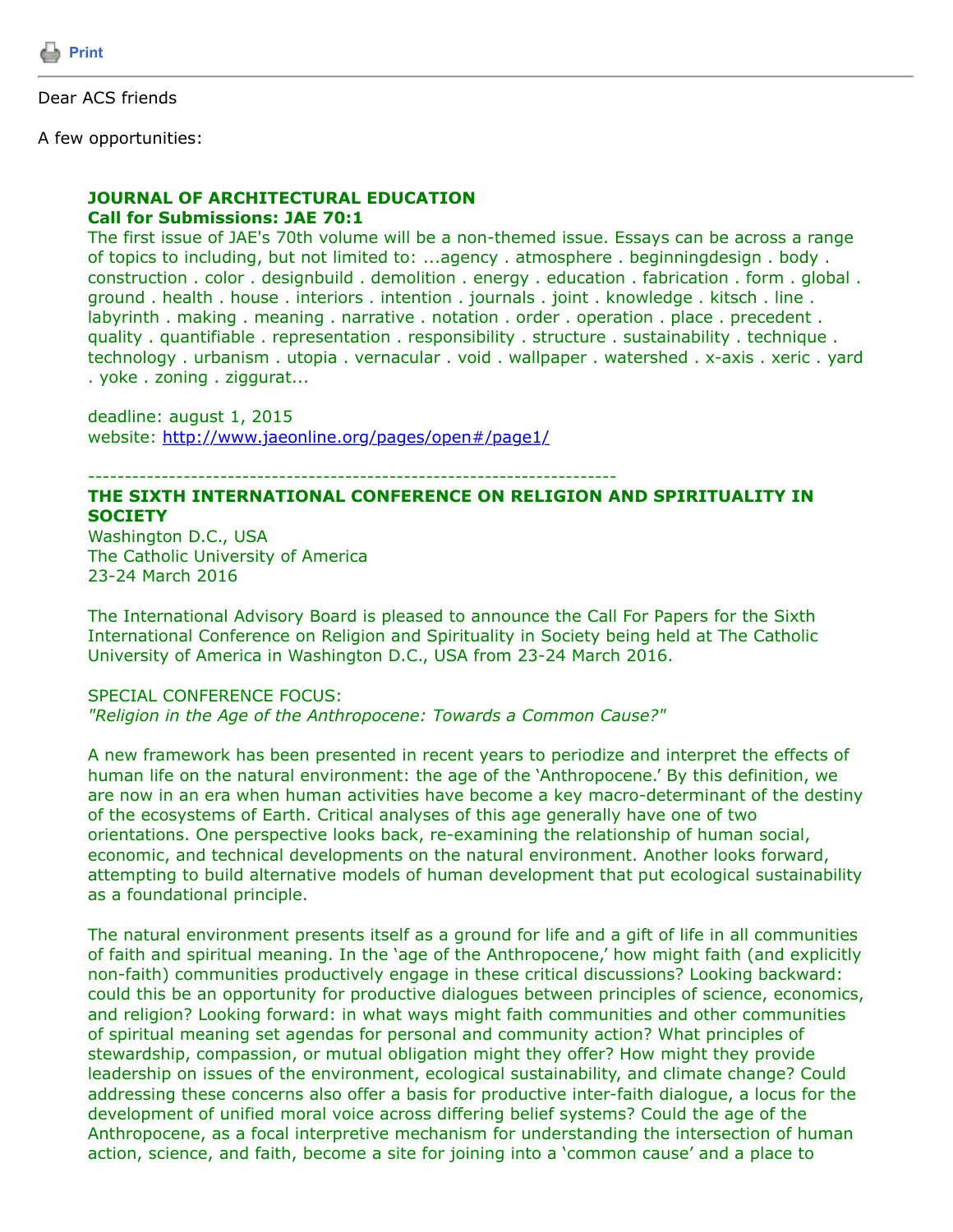Print

Dear ACS friends

A few opportunities:

**JOURNAL OF ARCHITECTURAL EDUCATION**
**Call for Submissions: JAE 70:1**

The first issue of JAE's 70th volume will be a non-themed issue. Essays can be across a range of topics to including, but not limited to: ...agency . atmosphere . beginningdesign . body . construction . color . designbuild . demolition . energy . education . fabrication . form . global . ground . health . house . interiors . intention . journals . joint . knowledge . kitsch . line . labyrinth . making . meaning . narrative . notation . order . operation . place . precedent . quality . quantifiable . representation . responsibility . structure . sustainability . technique . technology . urbanism . utopia . vernacular . void . wallpaper . watershed . x-axis . xeric . yard . yoke . zoning . ziggurat...

deadline: august 1, 2015
website: http://www.jaeonline.org/pages/open#/page1/

---

**THE SIXTH INTERNATIONAL CONFERENCE ON RELIGION AND SPIRITUALITY IN SOCIETY**

Washington D.C., USA
The Catholic University of America
23-24 March 2016

The International Advisory Board is pleased to announce the Call For Papers for the Sixth International Conference on Religion and Spirituality in Society being held at The Catholic University of America in Washington D.C., USA from 23-24 March 2016.

SPECIAL CONFERENCE FOCUS:
*"Religion in the Age of the Anthropocene: Towards a Common Cause?"*

A new framework has been presented in recent years to periodize and interpret the effects of human life on the natural environment: the age of the 'Anthropocene.' By this definition, we are now in an era when human activities have become a key macro-determinant of the destiny of the ecosystems of Earth. Critical analyses of this age generally have one of two orientations. One perspective looks back, re-examining the relationship of human social, economic, and technical developments on the natural environment. Another looks forward, attempting to build alternative models of human development that put ecological sustainability as a foundational principle.

The natural environment presents itself as a ground for life and a gift of life in all communities of faith and spiritual meaning. In the 'age of the Anthropocene,' how might faith (and explicitly non-faith) communities productively engage in these critical discussions? Looking backward: could this be an opportunity for productive dialogues between principles of science, economics, and religion? Looking forward: in what ways might faith communities and other communities of spiritual meaning set agendas for personal and community action? What principles of stewardship, compassion, or mutual obligation might they offer? How might they provide leadership on issues of the environment, ecological sustainability, and climate change? Could addressing these concerns also offer a basis for productive inter-faith dialogue, a locus for the development of unified moral voice across differing belief systems? Could the age of the Anthropocene, as a focal interpretive mechanism for understanding the intersection of human action, science, and faith, become a site for joining into a 'common cause' and a place to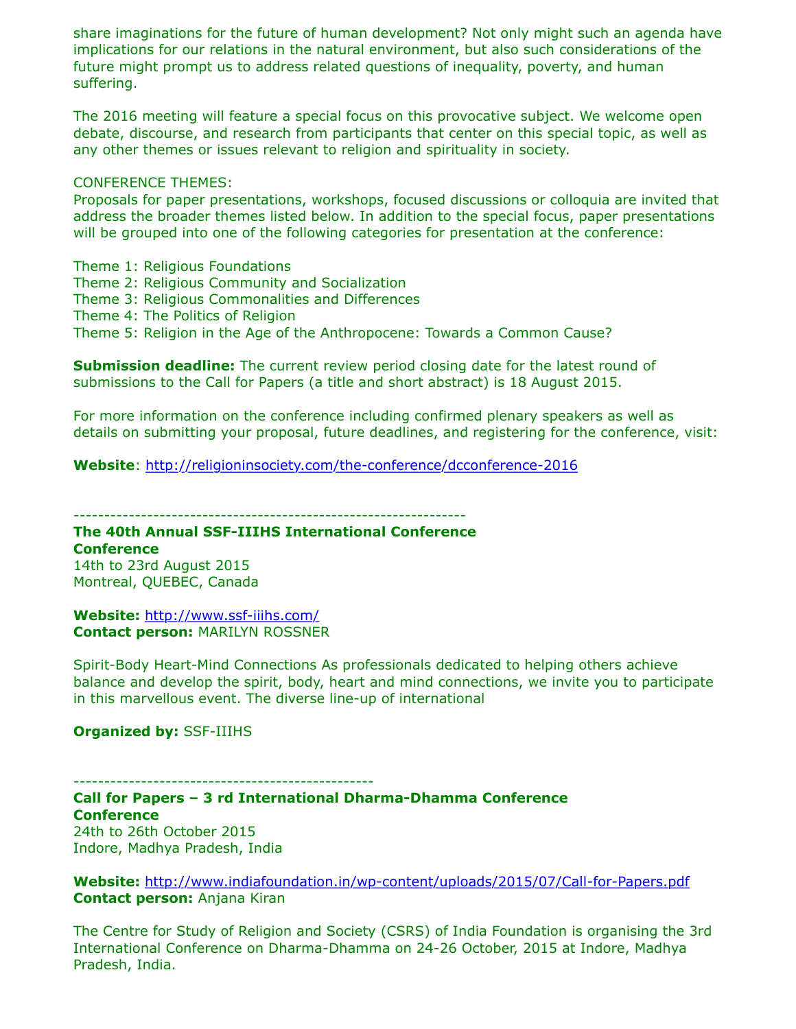share imaginations for the future of human development? Not only might such an agenda have implications for our relations in the natural environment, but also such considerations of the future might prompt us to address related questions of inequality, poverty, and human suffering.

The 2016 meeting will feature a special focus on this provocative subject. We welcome open debate, discourse, and research from participants that center on this special topic, as well as any other themes or issues relevant to religion and spirituality in society.

CONFERENCE THEMES:
Proposals for paper presentations, workshops, focused discussions or colloquia are invited that address the broader themes listed below. In addition to the special focus, paper presentations will be grouped into one of the following categories for presentation at the conference:

Theme 1: Religious Foundations
Theme 2: Religious Community and Socialization
Theme 3: Religious Commonalities and Differences
Theme 4: The Politics of Religion
Theme 5: Religion in the Age of the Anthropocene: Towards a Common Cause?

**Submission deadline:** The current review period closing date for the latest round of submissions to the Call for Papers (a title and short abstract) is 18 August 2015.

For more information on the conference including confirmed plenary speakers as well as details on submitting your proposal, future deadlines, and registering for the conference, visit:

**Website**: http://religioninsociety.com/the-conference/dcconference-2016

----------------------------------------------------------------

**The 40th Annual SSF-IIIHS International Conference**
**Conference**
14th to 23rd August 2015
Montreal, QUEBEC, Canada

**Website:** http://www.ssf-iiihs.com/
**Contact person:** MARILYN ROSSNER

Spirit-Body Heart-Mind Connections As professionals dedicated to helping others achieve balance and develop the spirit, body, heart and mind connections, we invite you to participate in this marvellous event. The diverse line-up of international

**Organized by:** SSF-IIIHS

-------------------------------------------------

**Call for Papers – 3 rd International Dharma-Dhamma Conference**
**Conference**
24th to 26th October 2015
Indore, Madhya Pradesh, India

**Website:** http://www.indiafoundation.in/wp-content/uploads/2015/07/Call-for-Papers.pdf
**Contact person:** Anjana Kiran

The Centre for Study of Religion and Society (CSRS) of India Foundation is organising the 3rd International Conference on Dharma-Dhamma on 24-26 October, 2015 at Indore, Madhya Pradesh, India.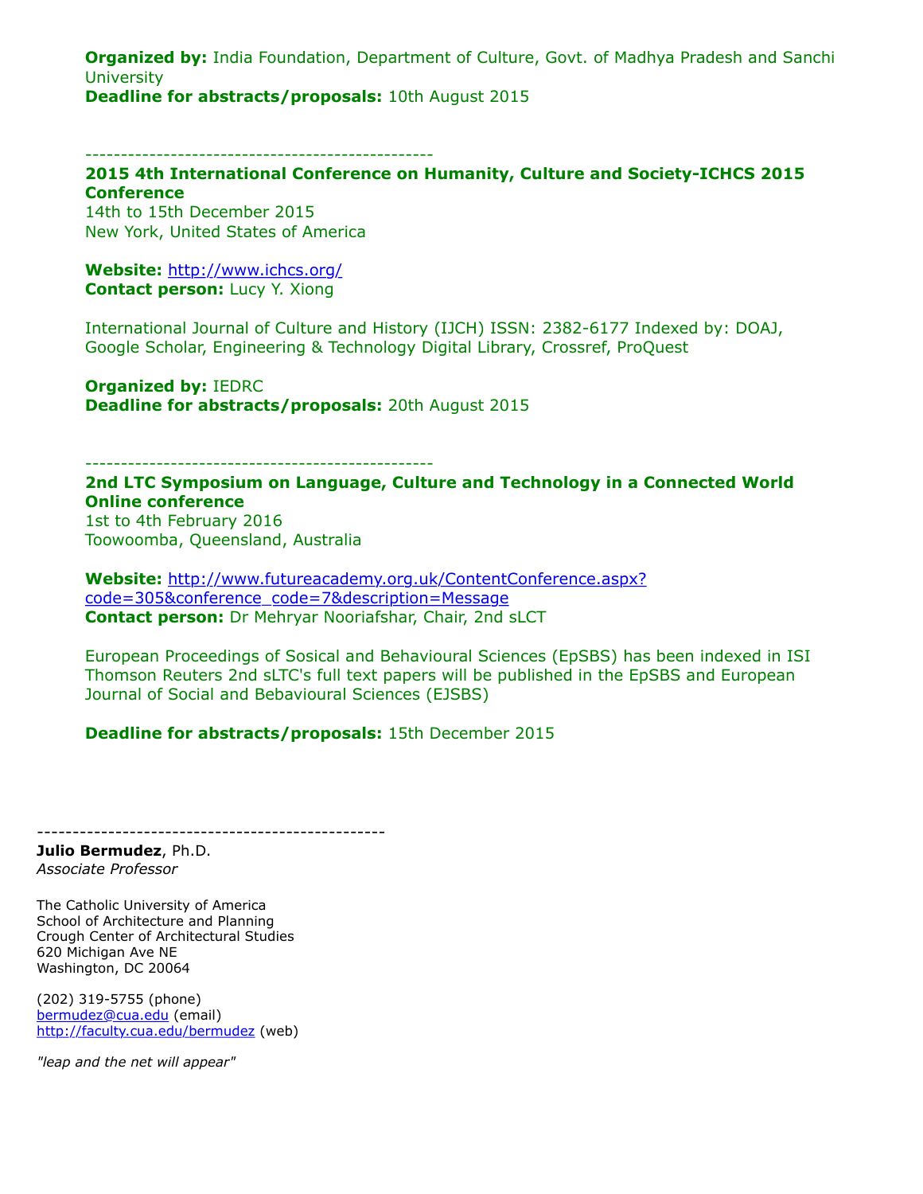**Organized by:** India Foundation, Department of Culture, Govt. of Madhya Pradesh and Sanchi University
**Deadline for abstracts/proposals:** 10th August 2015

-------------------------------------------------

**2015 4th International Conference on Humanity, Culture and Society-ICHCS 2015 Conference**
14th to 15th December 2015
New York, United States of America

**Website:** http://www.ichcs.org/
**Contact person:** Lucy Y. Xiong

International Journal of Culture and History (IJCH) ISSN: 2382-6177 Indexed by: DOAJ, Google Scholar, Engineering & Technology Digital Library, Crossref, ProQuest

**Organized by:** IEDRC
**Deadline for abstracts/proposals:** 20th August 2015

-------------------------------------------------

**2nd LTC Symposium on Language, Culture and Technology in a Connected World Online conference**
1st to 4th February 2016
Toowoomba, Queensland, Australia

**Website:** http://www.futureacademy.org.uk/ContentConference.aspx?code=305&conference_code=7&description=Message
**Contact person:** Dr Mehryar Nooriafshar, Chair, 2nd sLCT

European Proceedings of Sosical and Behavioural Sciences (EpSBS) has been indexed in ISI Thomson Reuters 2nd sLTC's full text papers will be published in the EpSBS and European Journal of Social and Bebavioural Sciences (EJSBS)

**Deadline for abstracts/proposals:** 15th December 2015

-------------------------------------------------

**Julio Bermudez**, Ph.D.
*Associate Professor*

The Catholic University of America
School of Architecture and Planning
Crough Center of Architectural Studies
620 Michigan Ave NE
Washington, DC 20064

(202) 319-5755 (phone)
bermudez@cua.edu (email)
http://faculty.cua.edu/bermudez (web)

*"leap and the net will appear"*